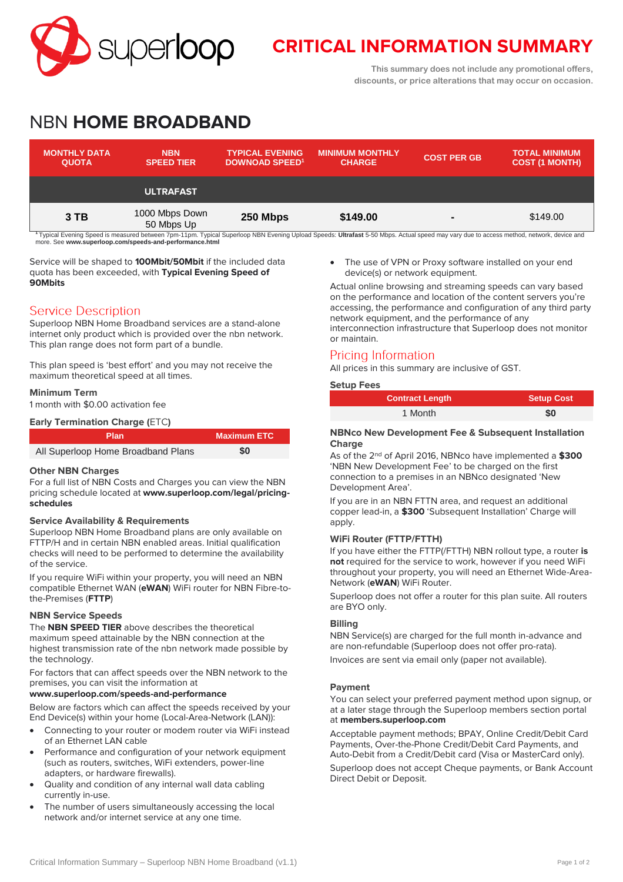# CRITICAL INFORMATION SUMMARY

This summary does not include any promotional offers, discounts, or price alterations that may occur on occasion.

# NBN **HOME BROADBAND**

| MONTHLY DATA QUOTA | NBN SPEED TIER | TYPICAL EVENING DOWNOAD SPEED[1] | MINIMUM MONTHLY CHARGE | COST PER GB | TOTAL MINIMUM COST (1 MONTH) |
|---|---|---|---|---|---|
| | **ULTRAFAST** | | | | |
| **3 TB** | 1000 Mbps Down 50 Mbps Up | **250 Mbps** | **$149.00** | **-** | $149.00 |

[1] Typical Evening Speed is measured between 7pm-11pm. Typical Superloop NBN Evening Upload Speeds: **Ultrafast** 5-50 Mbps. Actual speed may vary due to access method, network, device and more. See **www.superloop.com/speeds-and-performance.html**

Service will be shaped to **100Mbit/50Mbit** if the included data quota has been exceeded, with **Typical Evening Speed of 90Mbits**

## Service Description

Superloop NBN Home Broadband services are a stand-alone internet only product which is provided over the nbn network. This plan range does not form part of a bundle.

This plan speed is 'best effort' and you may not receive the maximum theoretical speed at all times.

### Minimum Term

1 month with $0.00 activation fee

### Early Termination Charge (ETC)

| Plan | Maximum ETC |
|---|---|
| All Superloop Home Broadband Plans | **$0** |

### Other NBN Charges

For a full list of NBN Costs and Charges you can view the NBN pricing schedule located at **www.superloop.com/legal/pricing-schedules**

### Service Availability & Requirements

Superloop NBN Home Broadband plans are only available on FTTP/H and in certain NBN enabled areas. Initial qualification checks will need to be performed to determine the availability of the service.

If you require WiFi within your property, you will need an NBN compatible Ethernet WAN (**eWAN**) WiFi router for NBN Fibre-to-the-Premises (**FTTP**)

### NBN Service Speeds

The **NBN SPEED TIER** above describes the theoretical maximum speed attainable by the NBN connection at the highest transmission rate of the nbn network made possible by the technology.

For factors that can affect speeds over the NBN network to the premises, you can visit the information at **www.superloop.com/speeds-and-performance**

Below are factors which can affect the speeds received by your End Device(s) within your home (Local-Area-Network (LAN)):

- Connecting to your router or modem router via WiFi instead of an Ethernet LAN cable
- Performance and configuration of your network equipment (such as routers, switches, WiFi extenders, power-line adapters, or hardware firewalls).
- Quality and condition of any internal wall data cabling currently in-use.
- The number of users simultaneously accessing the local network and/or internet service at any one time.
- The use of VPN or Proxy software installed on your end device(s) or network equipment.

Actual online browsing and streaming speeds can vary based on the performance and location of the content servers you're accessing, the performance and configuration of any third party network equipment, and the performance of any interconnection infrastructure that Superloop does not monitor or maintain.

## Pricing Information

All prices in this summary are inclusive of GST.

### Setup Fees

| Contract Length | Setup Cost |
|---|---|
| 1 Month | **$0** |

### NBNco New Development Fee & Subsequent Installation Charge

As of the 2nd of April 2016, NBNco have implemented a **$300** 'NBN New Development Fee' to be charged on the first connection to a premises in an NBNco designated 'New Development Area'.

If you are in an NBN FTTN area, and request an additional copper lead-in, a **$300** 'Subsequent Installation' Charge will apply.

### WiFi Router (FTTP/FTTH)

If you have either the FTTP(/FTTH) NBN rollout type, a router **is not** required for the service to work, however if you need WiFi throughout your property, you will need an Ethernet Wide-Area-Network (**eWAN**) WiFi Router.

Superloop does not offer a router for this plan suite. All routers are BYO only.

### Billing

NBN Service(s) are charged for the full month in-advance and are non-refundable (Superloop does not offer pro-rata).

Invoices are sent via email only (paper not available).

### Payment

You can select your preferred payment method upon signup, or at a later stage through the Superloop members section portal at **members.superloop.com**

Acceptable payment methods; BPAY, Online Credit/Debit Card Payments, Over-the-Phone Credit/Debit Card Payments, and Auto-Debit from a Credit/Debit card (Visa or MasterCard only).

Superloop does not accept Cheque payments, or Bank Account Direct Debit or Deposit.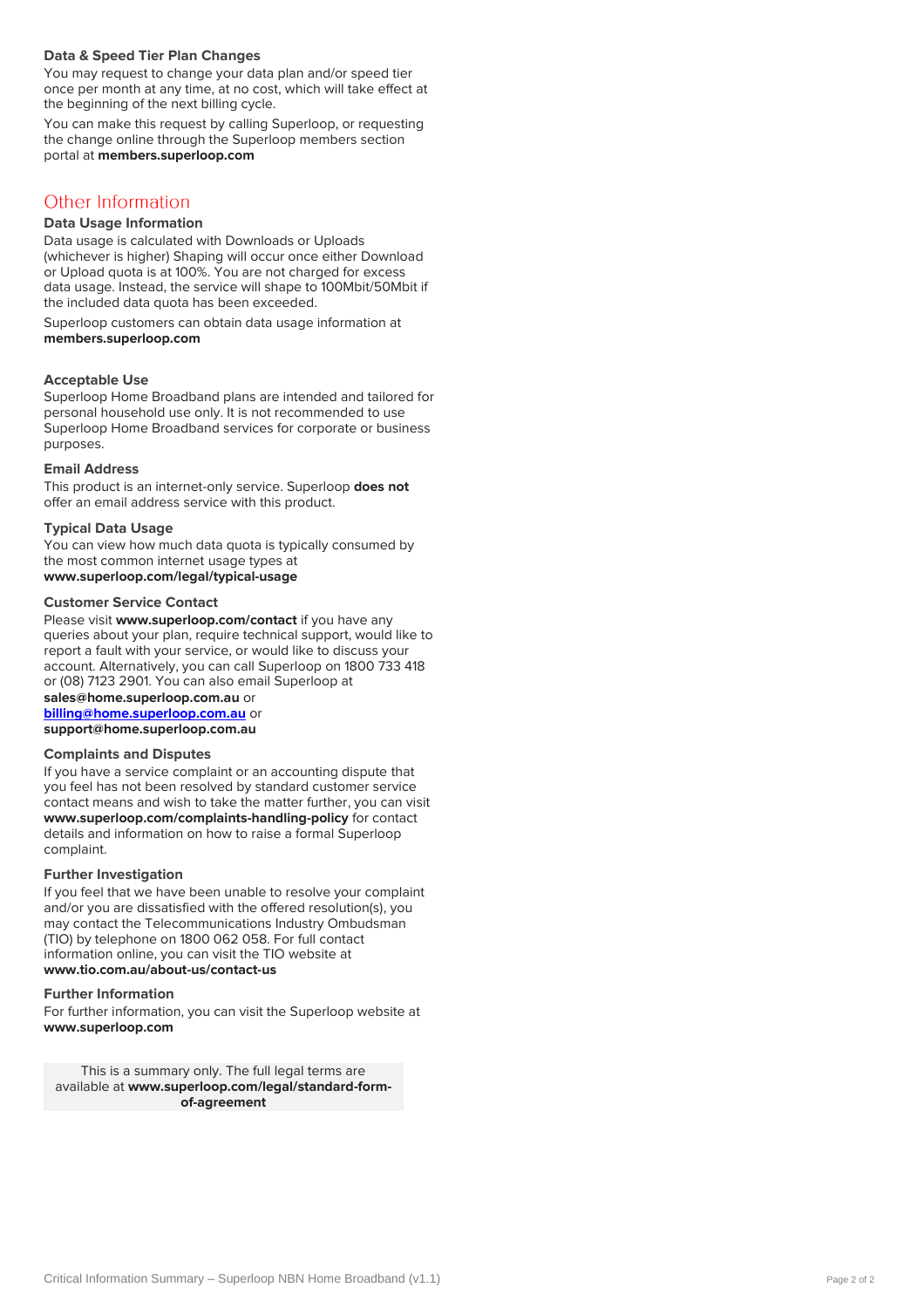### Data & Speed Tier Plan Changes

You may request to change your data plan and/or speed tier once per month at any time, at no cost, which will take effect at the beginning of the next billing cycle.

You can make this request by calling Superloop, or requesting the change online through the Superloop members section portal at **members.superloop.com**

## Other Information

### Data Usage Information

Data usage is calculated with Downloads or Uploads (whichever is higher) Shaping will occur once either Download or Upload quota is at 100%. You are not charged for excess data usage. Instead, the service will shape to 100Mbit/50Mbit if the included data quota has been exceeded.

Superloop customers can obtain data usage information at **members.superloop.com**

### Acceptable Use

Superloop Home Broadband plans are intended and tailored for personal household use only. It is not recommended to use Superloop Home Broadband services for corporate or business purposes.

### Email Address

This product is an internet-only service. Superloop **does not** offer an email address service with this product.

### Typical Data Usage

You can view how much data quota is typically consumed by the most common internet usage types at **www.superloop.com/legal/typical-usage**

### Customer Service Contact

Please visit **www.superloop.com/contact** if you have any queries about your plan, require technical support, would like to report a fault with your service, or would like to discuss your account. Alternatively, you can call Superloop on 1800 733 418 or (08) 7123 2901. You can also email Superloop at **sales@home.superloop.com.au** or **billing@home.superloop.com.au** or **support@home.superloop.com.au**

### Complaints and Disputes

If you have a service complaint or an accounting dispute that you feel has not been resolved by standard customer service contact means and wish to take the matter further, you can visit **www.superloop.com/complaints-handling-policy** for contact details and information on how to raise a formal Superloop complaint.

### Further Investigation

If you feel that we have been unable to resolve your complaint and/or you are dissatisfied with the offered resolution(s), you may contact the Telecommunications Industry Ombudsman (TIO) by telephone on 1800 062 058. For full contact information online, you can visit the TIO website at **www.tio.com.au/about-us/contact-us**

### Further Information

For further information, you can visit the Superloop website at **www.superloop.com**

This is a summary only. The full legal terms are available at **www.superloop.com/legal/standard-form-of-agreement**